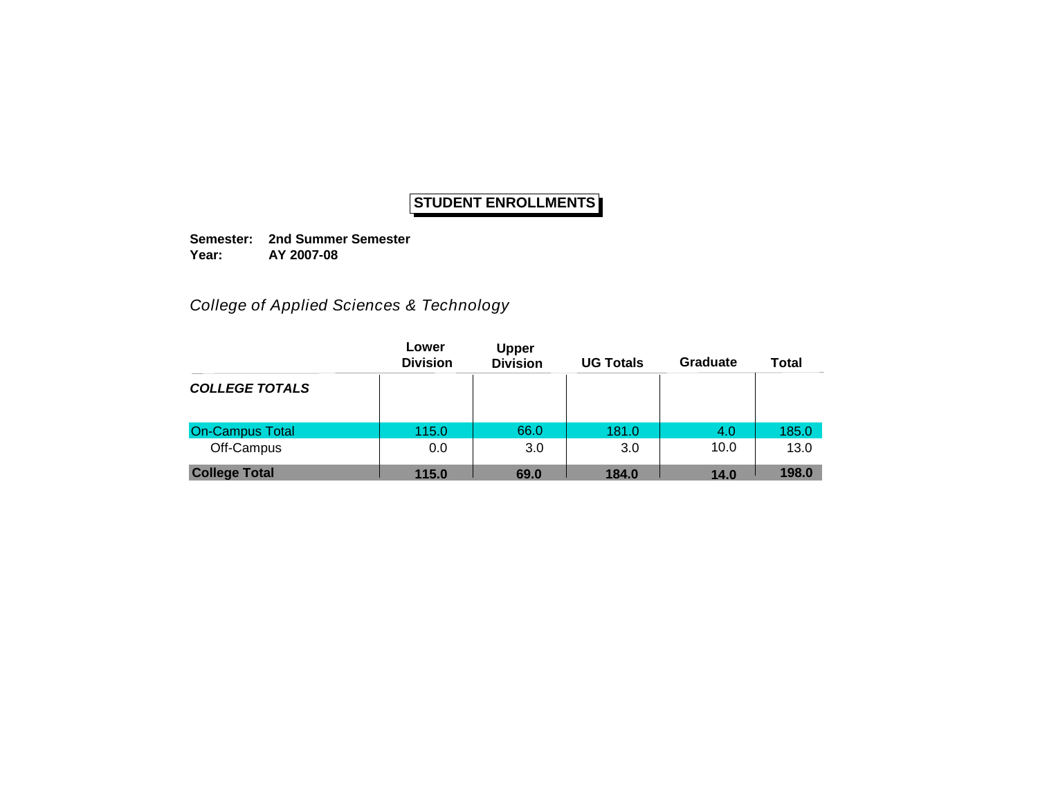# STUDENT ENROLLMENTS

**Semester:** **2nd Summer Semester**
**Year:** **AY 2007-08**

*College of Applied Sciences & Technology*

| | Lower Division | Upper Division | UG Totals | Graduate | Total |
|---|---|---|---|---|---|
| ***COLLEGE TOTALS*** | | | | | |
| On-Campus Total | 115.0 | 66.0 | 181.0 | 4.0 | 185.0 |
| Off-Campus | 0.0 | 3.0 | 3.0 | 10.0 | 13.0 |
| **College Total** | **115.0** | **69.0** | **184.0** | **14.0** | **198.0** |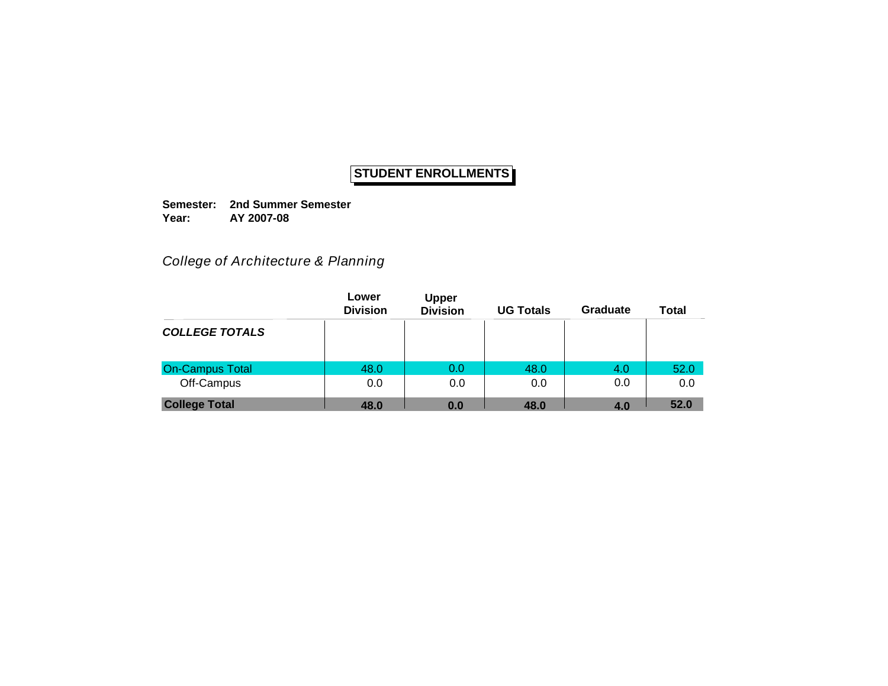# STUDENT ENROLLMENTS

**Semester:** **2nd Summer Semester**
**Year:** **AY 2007-08**

*College of Architecture & Planning*

| | Lower Division | Upper Division | UG Totals | Graduate | Total |
|---|---|---|---|---|---|
| ***COLLEGE TOTALS*** | | | | | |
| On-Campus Total | 48.0 | 0.0 | 48.0 | 4.0 | 52.0 |
| Off-Campus | 0.0 | 0.0 | 0.0 | 0.0 | 0.0 |
| **College Total** | **48.0** | **0.0** | **48.0** | **4.0** | **52.0** |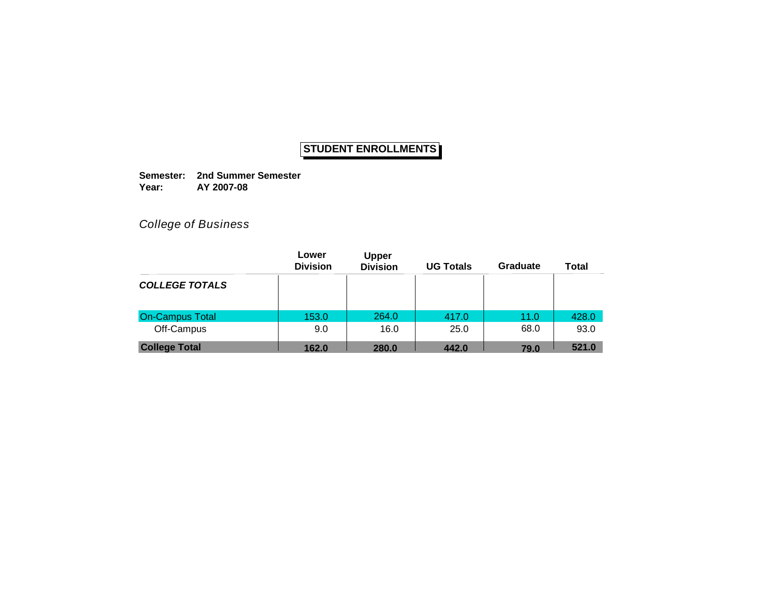# STUDENT ENROLLMENTS

**Semester:** **2nd Summer Semester**
**Year:** **AY 2007-08**

*College of Business*

| | Lower Division | Upper Division | UG Totals | Graduate | Total |
|---|---|---|---|---|---|
| ***COLLEGE TOTALS*** | | | | | |
| On-Campus Total | 153.0 | 264.0 | 417.0 | 11.0 | 428.0 |
| Off-Campus | 9.0 | 16.0 | 25.0 | 68.0 | 93.0 |
| **College Total** | **162.0** | **280.0** | **442.0** | **79.0** | **521.0** |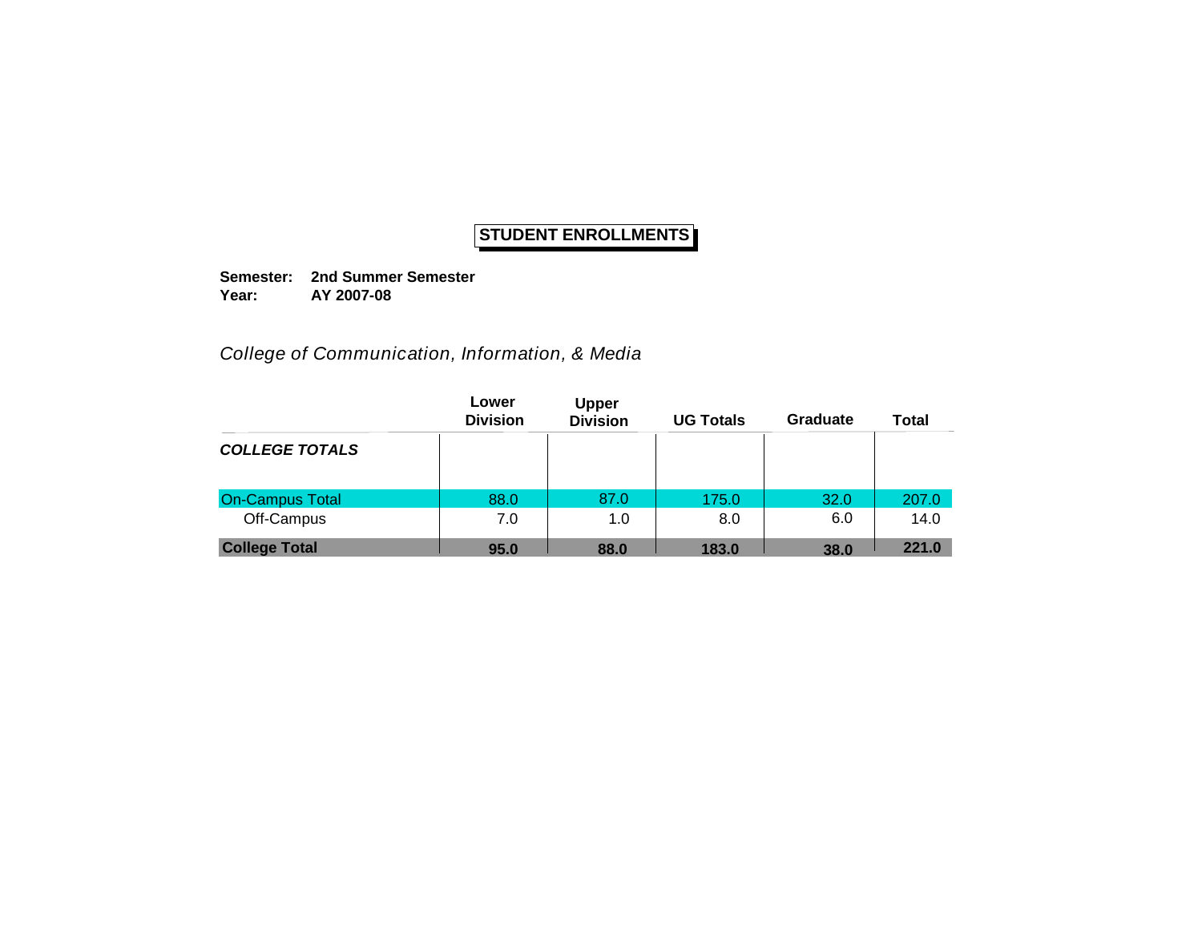# STUDENT ENROLLMENTS

**Semester:** **2nd Summer Semester**
**Year:** **AY 2007-08**

*College of Communication, Information, & Media*

| | Lower Division | Upper Division | UG Totals | Graduate | Total |
|---|---|---|---|---|---|
| ***COLLEGE TOTALS*** | | | | | |
| On-Campus Total | 88.0 | 87.0 | 175.0 | 32.0 | 207.0 |
| Off-Campus | 7.0 | 1.0 | 8.0 | 6.0 | 14.0 |
| **College Total** | **95.0** | **88.0** | **183.0** | **38.0** | **221.0** |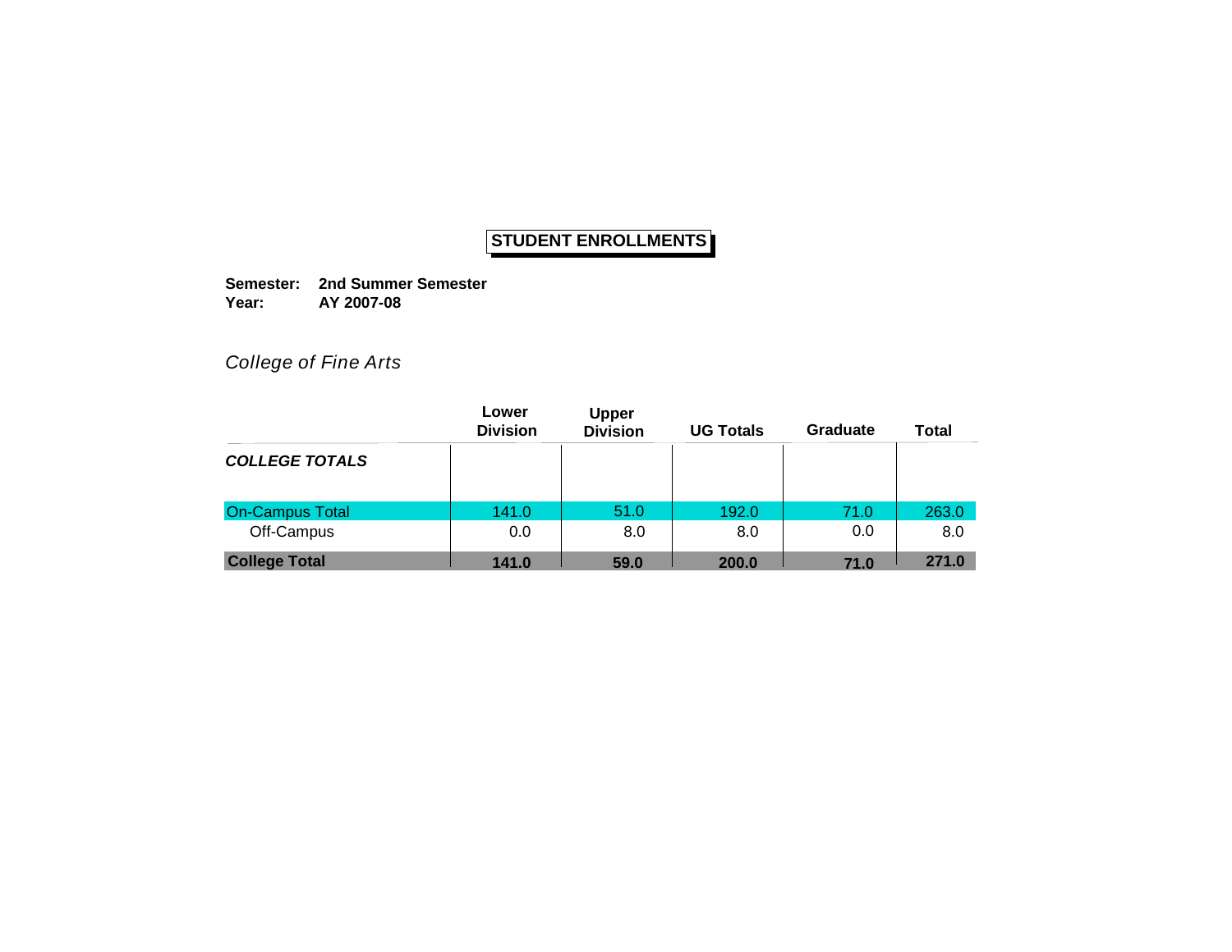# STUDENT ENROLLMENTS

**Semester:** **2nd Summer Semester**
**Year:** **AY 2007-08**

*College of Fine Arts*

| | Lower Division | Upper Division | UG Totals | Graduate | Total |
|---|---|---|---|---|---|
| ***COLLEGE TOTALS*** | | | | | |
| On-Campus Total | 141.0 | 51.0 | 192.0 | 71.0 | 263.0 |
| Off-Campus | 0.0 | 8.0 | 8.0 | 0.0 | 8.0 |
| **College Total** | **141.0** | **59.0** | **200.0** | **71.0** | **271.0** |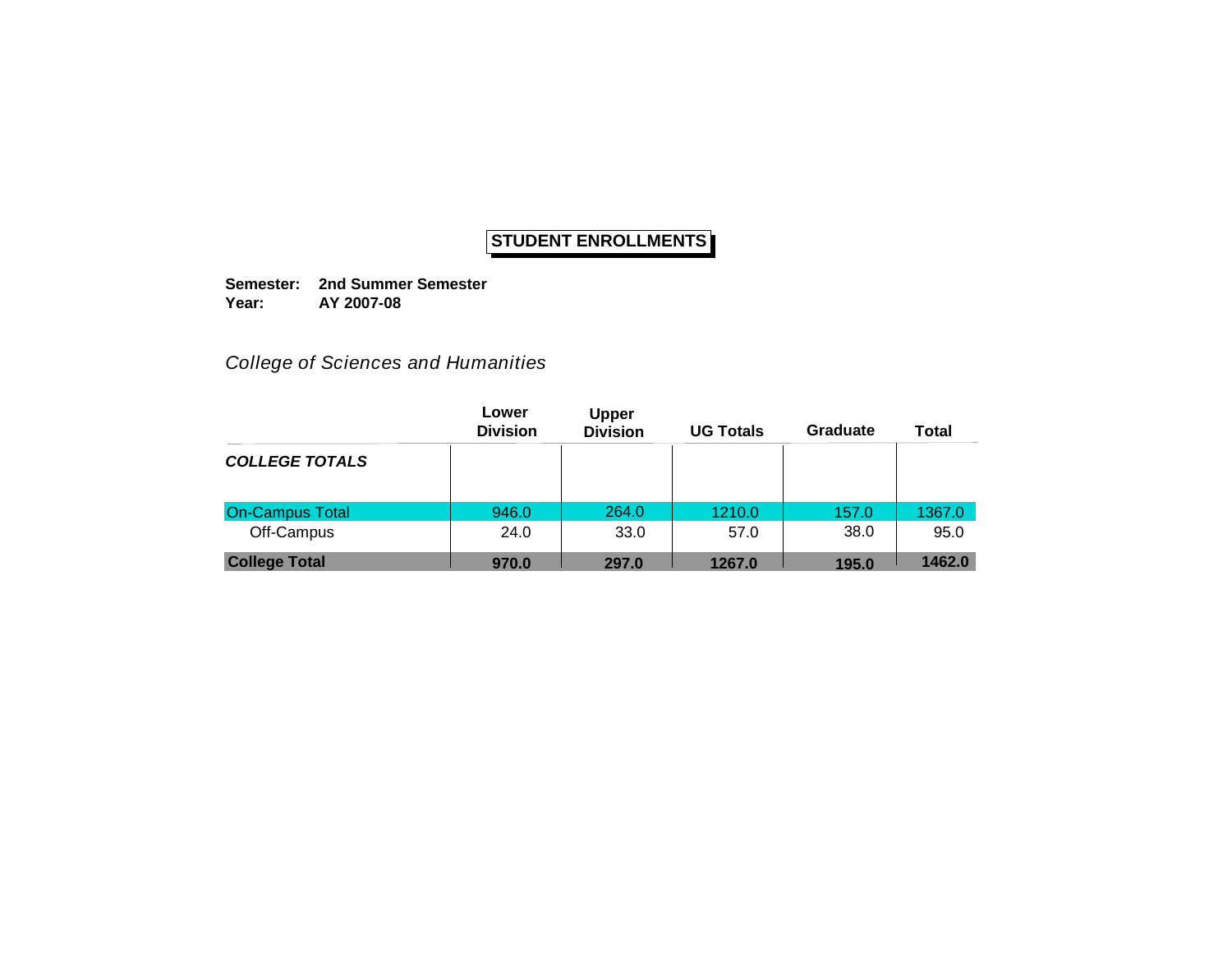# STUDENT ENROLLMENTS

**Semester:** **2nd Summer Semester**
**Year:** **AY 2007-08**

*College of Sciences and Humanities*

| | Lower Division | Upper Division | UG Totals | Graduate | Total |
|---|---|---|---|---|---|
| ***COLLEGE TOTALS*** | | | | | |
| On-Campus Total | 946.0 | 264.0 | 1210.0 | 157.0 | 1367.0 |
| Off-Campus | 24.0 | 33.0 | 57.0 | 38.0 | 95.0 |
| **College Total** | **970.0** | **297.0** | **1267.0** | **195.0** | **1462.0** |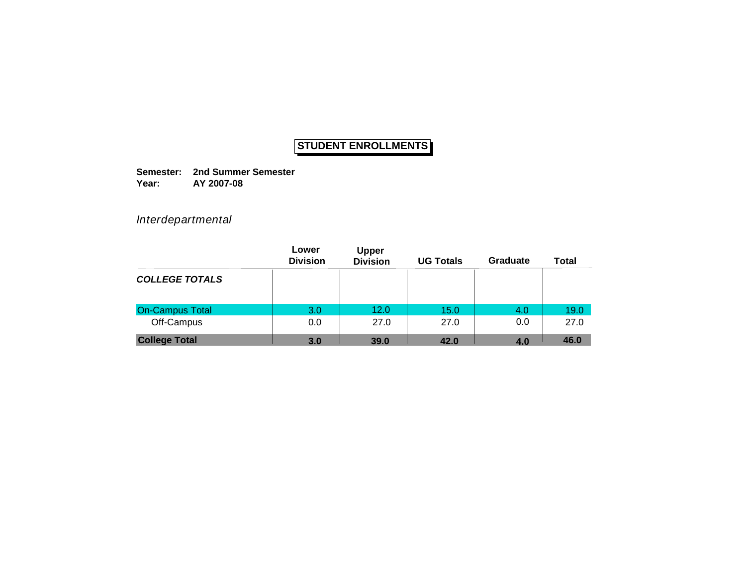# STUDENT ENROLLMENTS

**Semester:** **2nd Summer Semester**
**Year:** **AY 2007-08**

*Interdepartmental*

| | Lower Division | Upper Division | UG Totals | Graduate | Total |
|---|---|---|---|---|---|
| ***COLLEGE TOTALS*** | | | | | |
| On-Campus Total | 3.0 | 12.0 | 15.0 | 4.0 | 19.0 |
| Off-Campus | 0.0 | 27.0 | 27.0 | 0.0 | 27.0 |
| **College Total** | **3.0** | **39.0** | **42.0** | **4.0** | **46.0** |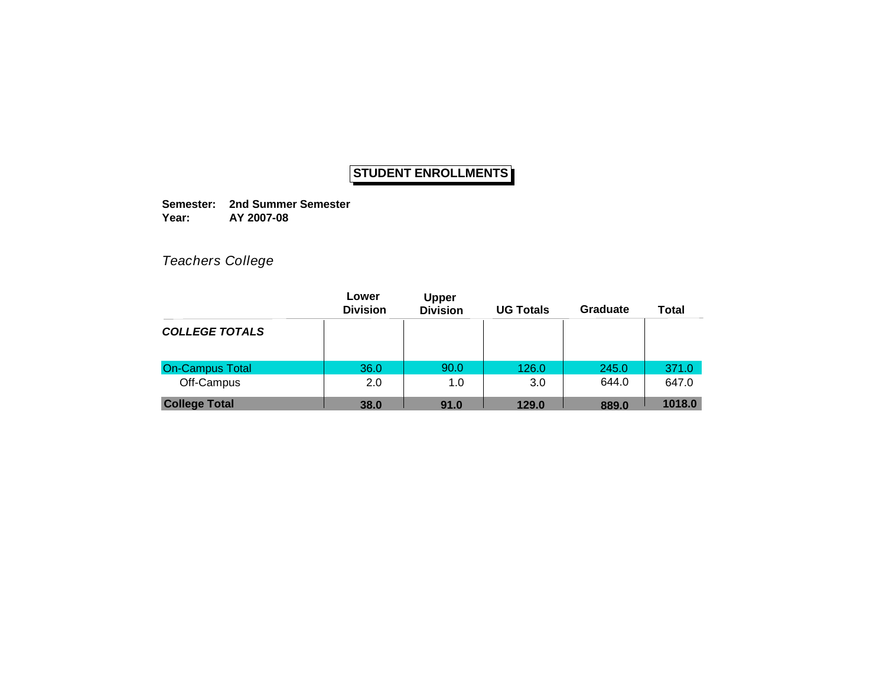# STUDENT ENROLLMENTS

**Semester:** **2nd Summer Semester**
**Year:** **AY 2007-08**

*Teachers College*

| | Lower Division | Upper Division | UG Totals | Graduate | Total |
|---|---|---|---|---|---|
| ***COLLEGE TOTALS*** | | | | | |
| On-Campus Total | 36.0 | 90.0 | 126.0 | 245.0 | 371.0 |
| Off-Campus | 2.0 | 1.0 | 3.0 | 644.0 | 647.0 |
| **College Total** | **38.0** | **91.0** | **129.0** | **889.0** | **1018.0** |